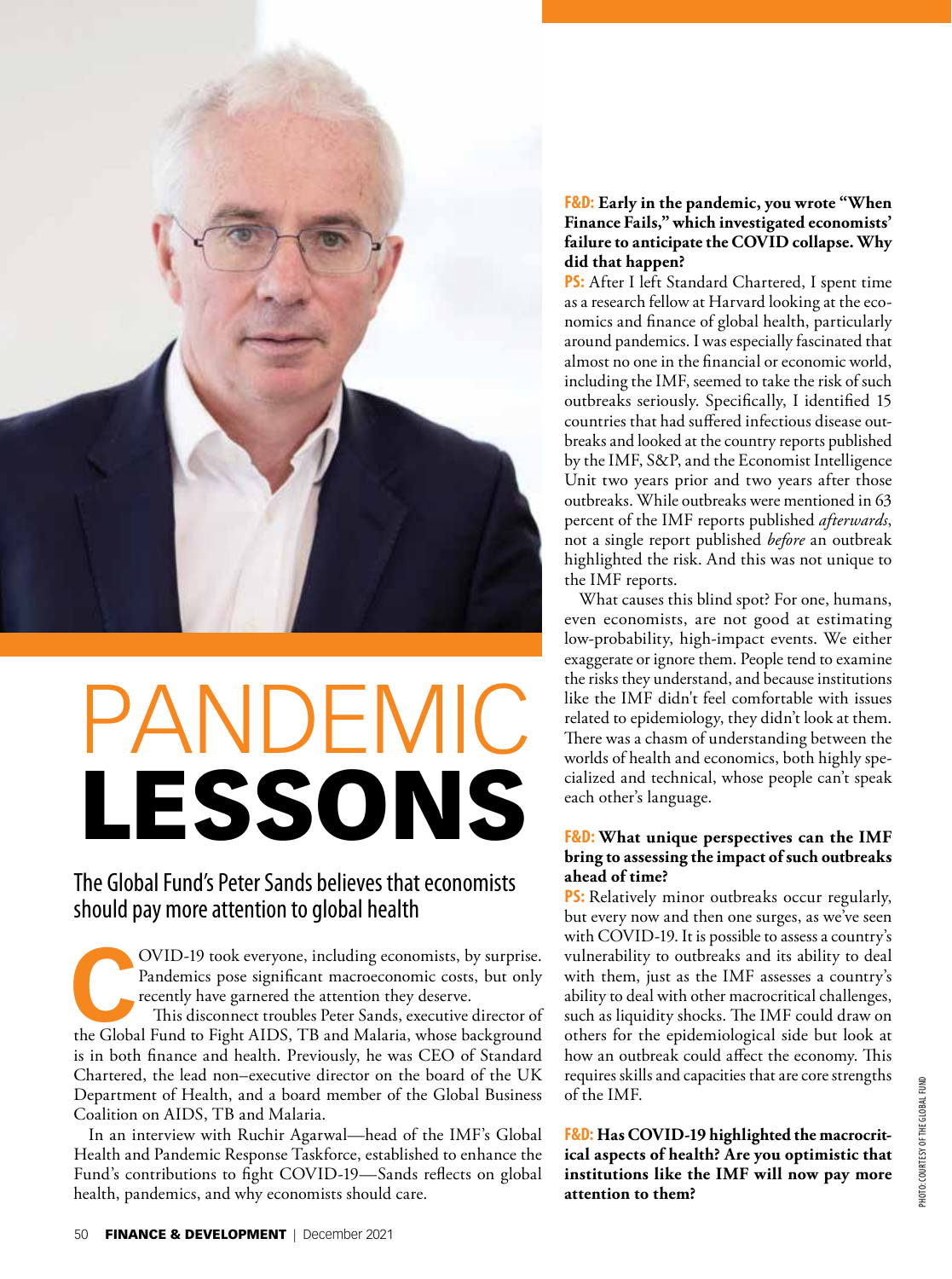# PANDEMIC LESSONS

## The Global Fund's Peter Sands believes that economists should pay more attention to global health

COVID-19 took everyone, including economists, by surprise. Pandemics pose significant macroeconomic costs, but only recently have garnered the attention they deserve.

This disconnect troubles Peter Sands, executive director of the Global Fund to Fight AIDS, TB and Malaria, whose background is in both finance and health. Previously, he was CEO of Standard Chartered, the lead non–executive director on the board of the UK Department of Health, and a board member of the Global Business Coalition on AIDS, TB and Malaria.

In an interview with Ruchir Agarwal—head of the IMF's Global Health and Pandemic Response Taskforce, established to enhance the Fund's contributions to fight COVID-19—Sands reflects on global health, pandemics, and why economists should care.

**F&D: Early in the pandemic, you wrote "When Finance Fails," which investigated economists' failure to anticipate the COVID collapse. Why did that happen?**

**PS:** After I left Standard Chartered, I spent time as a research fellow at Harvard looking at the economics and finance of global health, particularly around pandemics. I was especially fascinated that almost no one in the financial or economic world, including the IMF, seemed to take the risk of such outbreaks seriously. Specifically, I identified 15 countries that had suffered infectious disease outbreaks and looked at the country reports published by the IMF, S&P, and the Economist Intelligence Unit two years prior and two years after those outbreaks. While outbreaks were mentioned in 63 percent of the IMF reports published *afterwards*, not a single report published *before* an outbreak highlighted the risk. And this was not unique to the IMF reports.

What causes this blind spot? For one, humans, even economists, are not good at estimating low-probability, high-impact events. We either exaggerate or ignore them. People tend to examine the risks they understand, and because institutions like the IMF didn't feel comfortable with issues related to epidemiology, they didn't look at them. There was a chasm of understanding between the worlds of health and economics, both highly specialized and technical, whose people can't speak each other's language.

**F&D: What unique perspectives can the IMF bring to assessing the impact of such outbreaks ahead of time?**

**PS:** Relatively minor outbreaks occur regularly, but every now and then one surges, as we've seen with COVID-19. It is possible to assess a country's vulnerability to outbreaks and its ability to deal with them, just as the IMF assesses a country's ability to deal with other macrocritical challenges, such as liquidity shocks. The IMF could draw on others for the epidemiological side but look at how an outbreak could affect the economy. This requires skills and capacities that are core strengths of the IMF.

**F&D: Has COVID-19 highlighted the macrocritical aspects of health? Are you optimistic that institutions like the IMF will now pay more attention to them?**

PHOTO: COURTESY OF THE GLOBAL FUND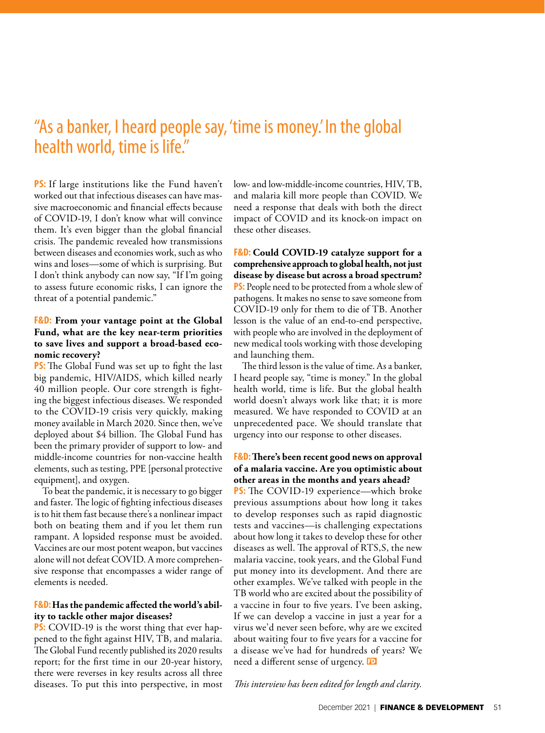> "As a banker, I heard people say, 'time is money.' In the global health world, time is life."

**PS:** If large institutions like the Fund haven't worked out that infectious diseases can have massive macroeconomic and financial effects because of COVID-19, I don't know what will convince them. It's even bigger than the global financial crisis. The pandemic revealed how transmissions between diseases and economies work, such as who wins and loses—some of which is surprising. But I don't think anybody can now say, "If I'm going to assess future economic risks, I can ignore the threat of a potential pandemic."

**F&D: From your vantage point at the Global Fund, what are the key near-term priorities to save lives and support a broad-based economic recovery?**

**PS:** The Global Fund was set up to fight the last big pandemic, HIV/AIDS, which killed nearly 40 million people. Our core strength is fighting the biggest infectious diseases. We responded to the COVID-19 crisis very quickly, making money available in March 2020. Since then, we've deployed about $4 billion. The Global Fund has been the primary provider of support to low- and middle-income countries for non-vaccine health elements, such as testing, PPE [personal protective equipment], and oxygen.

To beat the pandemic, it is necessary to go bigger and faster. The logic of fighting infectious diseases is to hit them fast because there's a nonlinear impact both on beating them and if you let them run rampant. A lopsided response must be avoided. Vaccines are our most potent weapon, but vaccines alone will not defeat COVID. A more comprehensive response that encompasses a wider range of elements is needed.

**F&D: Has the pandemic affected the world's ability to tackle other major diseases?**

**PS:** COVID-19 is the worst thing that ever happened to the fight against HIV, TB, and malaria. The Global Fund recently published its 2020 results report; for the first time in our 20-year history, there were reverses in key results across all three diseases. To put this into perspective, in most low- and low-middle-income countries, HIV, TB, and malaria kill more people than COVID. We need a response that deals with both the direct impact of COVID and its knock-on impact on these other diseases.

**F&D: Could COVID-19 catalyze support for a comprehensive approach to global health, not just disease by disease but across a broad spectrum?**

**PS:** People need to be protected from a whole slew of pathogens. It makes no sense to save someone from COVID-19 only for them to die of TB. Another lesson is the value of an end-to-end perspective, with people who are involved in the deployment of new medical tools working with those developing and launching them.

The third lesson is the value of time. As a banker, I heard people say, "time is money." In the global health world, time is life. But the global health world doesn't always work like that; it is more measured. We have responded to COVID at an unprecedented pace. We should translate that urgency into our response to other diseases.

**F&D: There's been recent good news on approval of a malaria vaccine. Are you optimistic about other areas in the months and years ahead?**

**PS:** The COVID-19 experience—which broke previous assumptions about how long it takes to develop responses such as rapid diagnostic tests and vaccines—is challenging expectations about how long it takes to develop these for other diseases as well. The approval of RTS,S, the new malaria vaccine, took years, and the Global Fund put money into its development. And there are other examples. We've talked with people in the TB world who are excited about the possibility of a vaccine in four to five years. I've been asking, If we can develop a vaccine in just a year for a virus we'd never seen before, why are we excited about waiting four to five years for a vaccine for a disease we've had for hundreds of years? We need a different sense of urgency.

*This interview has been edited for length and clarity.*